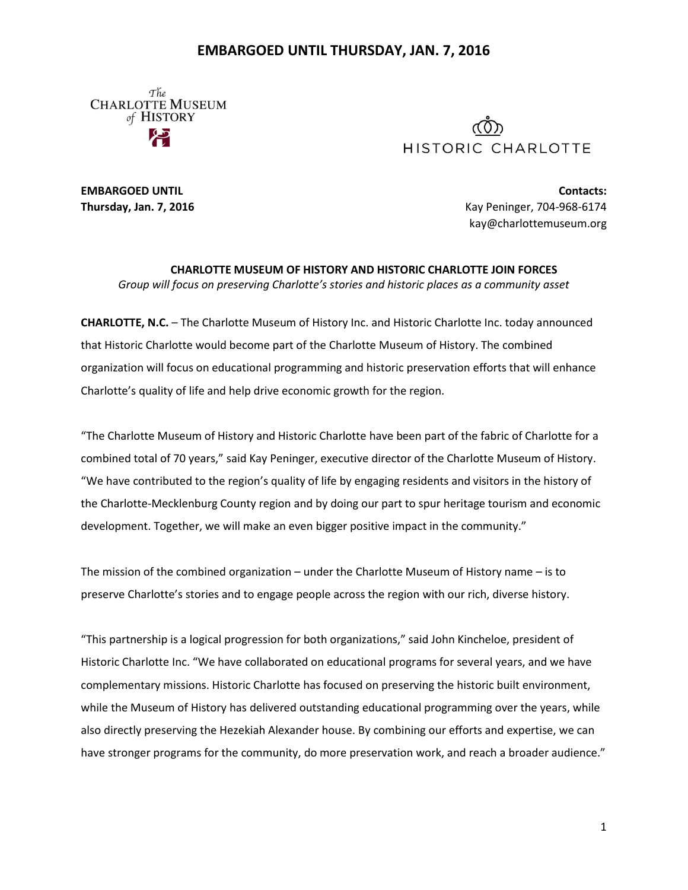The Charlotte Museum of History

HISTORIC CHARLOTTE

**EMBARGOED UNTIL**
**Thursday, Jan. 7, 2016**

**Contacts:**
Kay Peninger, 704-968-6174
kay@charlottemuseum.org

## CHARLOTTE MUSEUM OF HISTORY AND HISTORIC CHARLOTTE JOIN FORCES

*Group will focus on preserving Charlotte's stories and historic places as a community asset*

**CHARLOTTE, N.C.** – The Charlotte Museum of History Inc. and Historic Charlotte Inc. today announced that Historic Charlotte would become part of the Charlotte Museum of History. The combined organization will focus on educational programming and historic preservation efforts that will enhance Charlotte's quality of life and help drive economic growth for the region.

"The Charlotte Museum of History and Historic Charlotte have been part of the fabric of Charlotte for a combined total of 70 years," said Kay Peninger, executive director of the Charlotte Museum of History. "We have contributed to the region's quality of life by engaging residents and visitors in the history of the Charlotte-Mecklenburg County region and by doing our part to spur heritage tourism and economic development. Together, we will make an even bigger positive impact in the community."

The mission of the combined organization – under the Charlotte Museum of History name – is to preserve Charlotte's stories and to engage people across the region with our rich, diverse history.

"This partnership is a logical progression for both organizations," said John Kincheloe, president of Historic Charlotte Inc. "We have collaborated on educational programs for several years, and we have complementary missions. Historic Charlotte has focused on preserving the historic built environment, while the Museum of History has delivered outstanding educational programming over the years, while also directly preserving the Hezekiah Alexander house. By combining our efforts and expertise, we can have stronger programs for the community, do more preservation work, and reach a broader audience."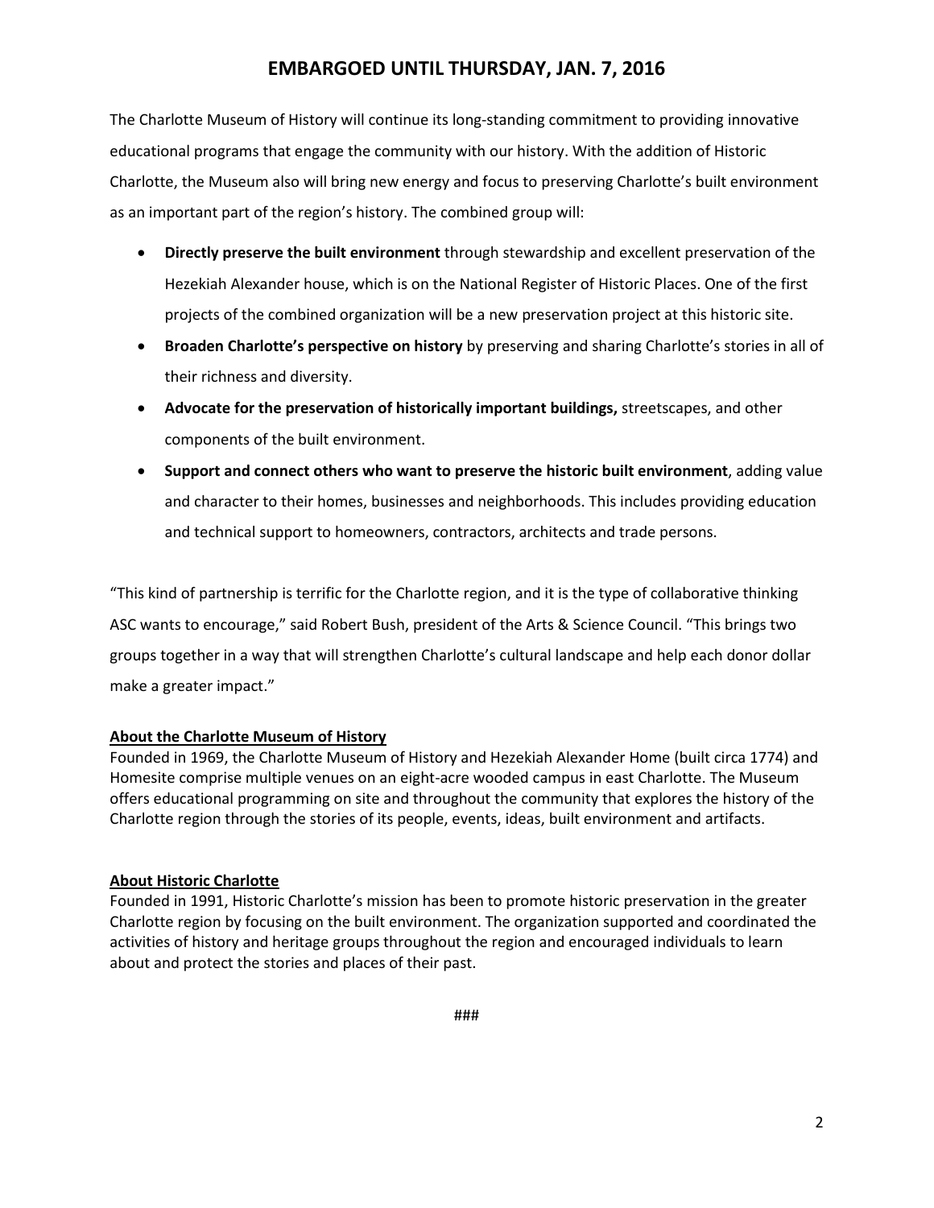The Charlotte Museum of History will continue its long-standing commitment to providing innovative educational programs that engage the community with our history. With the addition of Historic Charlotte, the Museum also will bring new energy and focus to preserving Charlotte's built environment as an important part of the region's history. The combined group will:

- **Directly preserve the built environment** through stewardship and excellent preservation of the Hezekiah Alexander house, which is on the National Register of Historic Places. One of the first projects of the combined organization will be a new preservation project at this historic site.
- **Broaden Charlotte's perspective on history** by preserving and sharing Charlotte's stories in all of their richness and diversity.
- **Advocate for the preservation of historically important buildings,** streetscapes, and other components of the built environment.
- **Support and connect others who want to preserve the historic built environment**, adding value and character to their homes, businesses and neighborhoods. This includes providing education and technical support to homeowners, contractors, architects and trade persons.

"This kind of partnership is terrific for the Charlotte region, and it is the type of collaborative thinking ASC wants to encourage," said Robert Bush, president of the Arts & Science Council. "This brings two groups together in a way that will strengthen Charlotte's cultural landscape and help each donor dollar make a greater impact."

**About the Charlotte Museum of History**

Founded in 1969, the Charlotte Museum of History and Hezekiah Alexander Home (built circa 1774) and Homesite comprise multiple venues on an eight-acre wooded campus in east Charlotte. The Museum offers educational programming on site and throughout the community that explores the history of the Charlotte region through the stories of its people, events, ideas, built environment and artifacts.

**About Historic Charlotte**

Founded in 1991, Historic Charlotte's mission has been to promote historic preservation in the greater Charlotte region by focusing on the built environment. The organization supported and coordinated the activities of history and heritage groups throughout the region and encouraged individuals to learn about and protect the stories and places of their past.

###